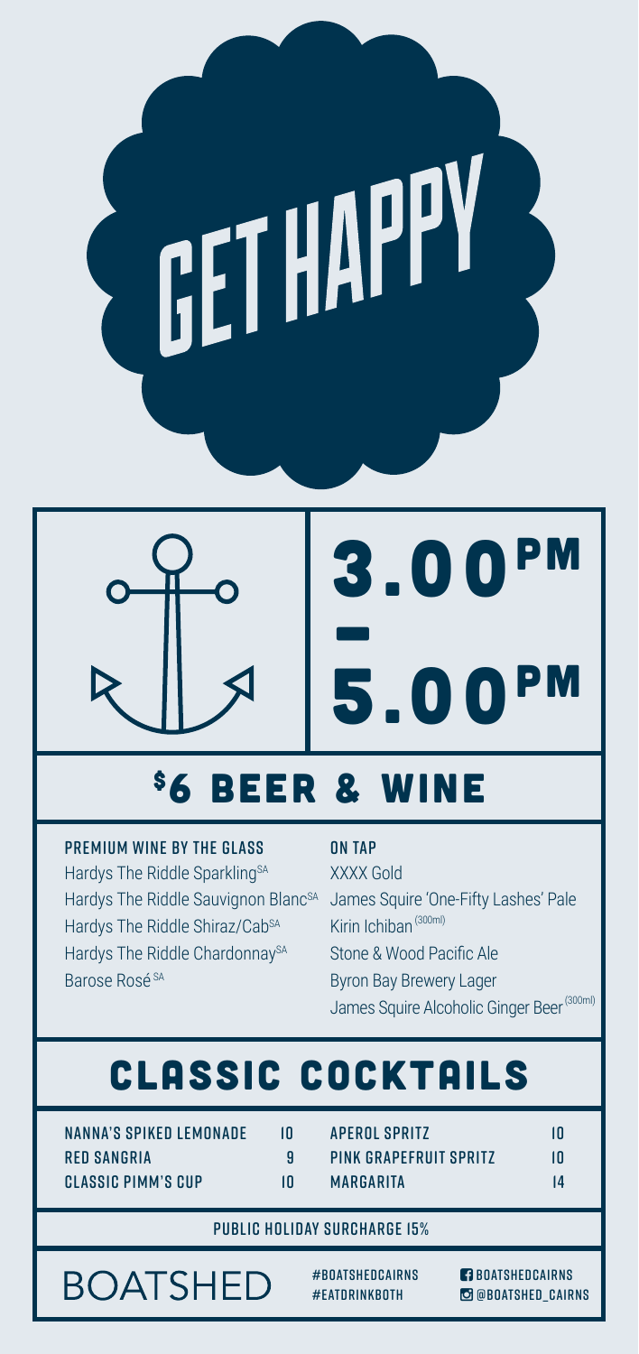# GET HAPPY

## 3.00PM – 5.00PM

## $6 BEER & WINE

**PREMIUM WINE BY THE GLASS**

- Hardys The Riddle Sparkling[SA]
- Hardys The Riddle Sauvignon Blanc[SA]
- Hardys The Riddle Shiraz/Cab[SA]
- Hardys The Riddle Chardonnay[SA]
- Barose Rosé[SA]

**ON TAP**

- XXXX Gold
- James Squire 'One-Fifty Lashes' Pale
- Kirin Ichiban (300ml)
- Stone & Wood Pacific Ale
- Byron Bay Brewery Lager
- James Squire Alcoholic Ginger Beer (300ml)

## CLASSIC COCKTAILS

| | |
|---|---|
| NANNA'S SPIKED LEMONADE | 10 |
| RED SANGRIA | 9 |
| CLASSIC PIMM'S CUP | 10 |
| APEROL SPRITZ | 10 |
| PINK GRAPEFRUIT SPRITZ | 10 |
| MARGARITA | 14 |

PUBLIC HOLIDAY SURCHARGE 15%

BOATSHED

#BOATSHEDCAIRNS
#EATDRINKBOTH

BOATSHEDCAIRNS
@BOATSHED_CAIRNS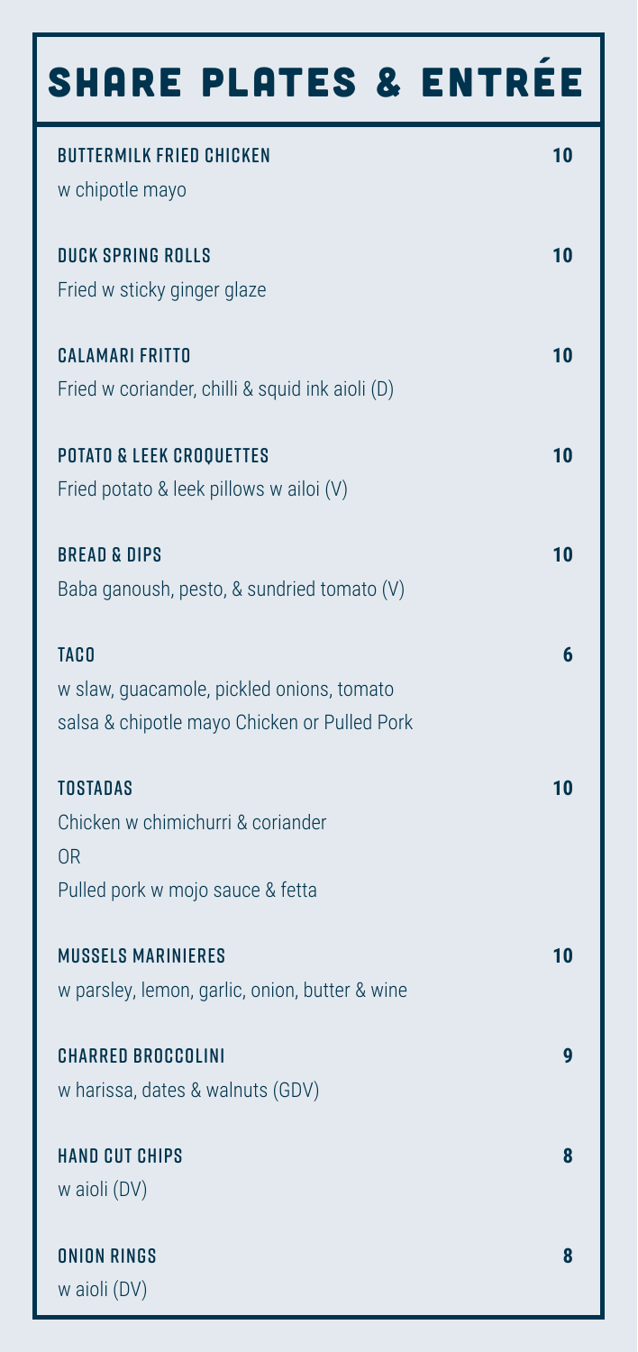# SHARE PLATES & ENTRÉE

**BUTTERMILK FRIED CHICKEN** — 10
w chipotle mayo

**DUCK SPRING ROLLS** — 10
Fried w sticky ginger glaze

**CALAMARI FRITTO** — 10
Fried w coriander, chilli & squid ink aioli (D)

**POTATO & LEEK CROQUETTES** — 10
Fried potato & leek pillows w ailoi (V)

**BREAD & DIPS** — 10
Baba ganoush, pesto, & sundried tomato (V)

**TACO** — 6
w slaw, guacamole, pickled onions, tomato salsa & chipotle mayo Chicken or Pulled Pork

**TOSTADAS** — 10
Chicken w chimichurri & coriander
OR
Pulled pork w mojo sauce & fetta

**MUSSELS MARINIERES** — 10
w parsley, lemon, garlic, onion, butter & wine

**CHARRED BROCCOLINI** — 9
w harissa, dates & walnuts (GDV)

**HAND CUT CHIPS** — 8
w aioli (DV)

**ONION RINGS** — 8
w aioli (DV)